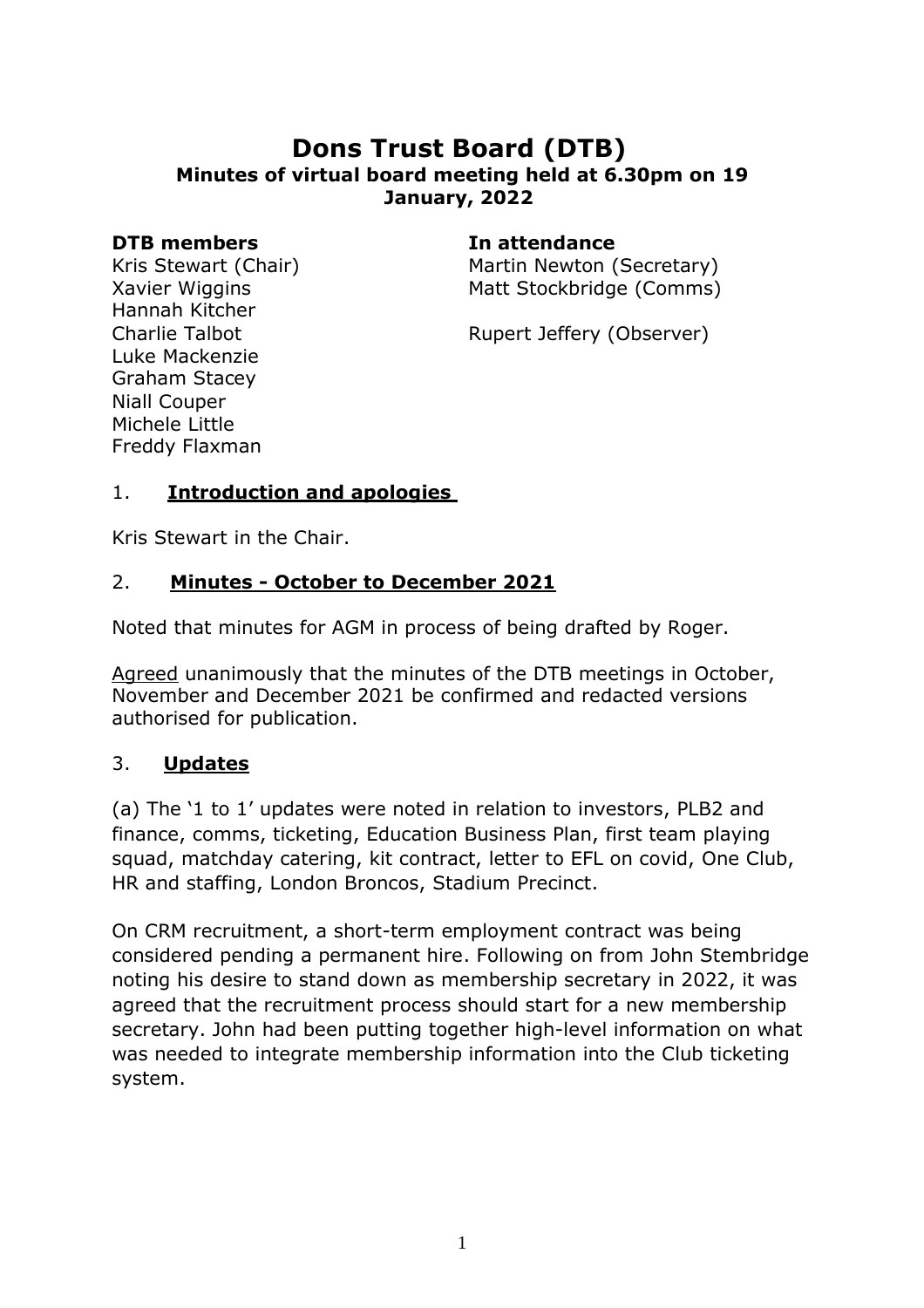# Dons Trust Board (DTB)

**Minutes of virtual board meeting held at 6.30pm on 19 January, 2022**

| DTB members | In attendance |
|---|---|
| Kris Stewart (Chair) | Martin Newton (Secretary) |
| Xavier Wiggins | Matt Stockbridge (Comms) |
| Hannah Kitcher | |
| Charlie Talbot | Rupert Jeffery (Observer) |
| Luke Mackenzie | |
| Graham Stacey | |
| Niall Couper | |
| Michele Little | |
| Freddy Flaxman | |

## 1. Introduction and apologies

Kris Stewart in the Chair.

## 2. Minutes - October to December 2021

Noted that minutes for AGM in process of being drafted by Roger.

Agreed unanimously that the minutes of the DTB meetings in October, November and December 2021 be confirmed and redacted versions authorised for publication.

## 3. Updates

(a) The '1 to 1' updates were noted in relation to investors, PLB2 and finance, comms, ticketing, Education Business Plan, first team playing squad, matchday catering, kit contract, letter to EFL on covid, One Club, HR and staffing, London Broncos, Stadium Precinct.

On CRM recruitment, a short-term employment contract was being considered pending a permanent hire. Following on from John Stembridge noting his desire to stand down as membership secretary in 2022, it was agreed that the recruitment process should start for a new membership secretary. John had been putting together high-level information on what was needed to integrate membership information into the Club ticketing system.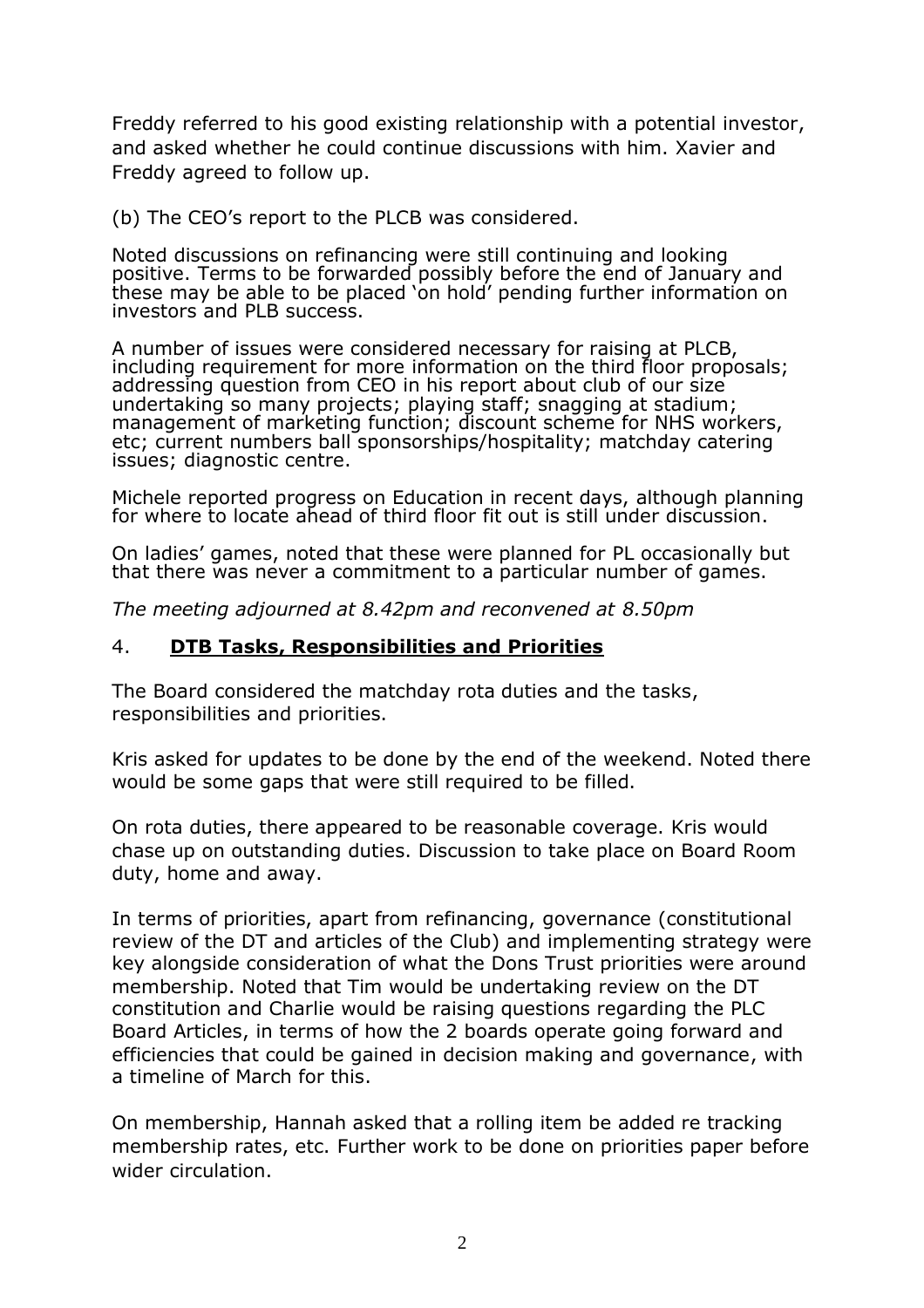Freddy referred to his good existing relationship with a potential investor, and asked whether he could continue discussions with him. Xavier and Freddy agreed to follow up.

(b) The CEO's report to the PLCB was considered.

Noted discussions on refinancing were still continuing and looking positive. Terms to be forwarded possibly before the end of January and these may be able to be placed 'on hold' pending further information on investors and PLB success.

A number of issues were considered necessary for raising at PLCB, including requirement for more information on the third floor proposals; addressing question from CEO in his report about club of our size undertaking so many projects; playing staff; snagging at stadium; management of marketing function; discount scheme for NHS workers, etc; current numbers ball sponsorships/hospitality; matchday catering issues; diagnostic centre.

Michele reported progress on Education in recent days, although planning for where to locate ahead of third floor fit out is still under discussion.

On ladies' games, noted that these were planned for PL occasionally but that there was never a commitment to a particular number of games.

*The meeting adjourned at 8.42pm and reconvened at 8.50pm*

## 4. **DTB Tasks, Responsibilities and Priorities**

The Board considered the matchday rota duties and the tasks, responsibilities and priorities.

Kris asked for updates to be done by the end of the weekend. Noted there would be some gaps that were still required to be filled.

On rota duties, there appeared to be reasonable coverage. Kris would chase up on outstanding duties. Discussion to take place on Board Room duty, home and away.

In terms of priorities, apart from refinancing, governance (constitutional review of the DT and articles of the Club) and implementing strategy were key alongside consideration of what the Dons Trust priorities were around membership. Noted that Tim would be undertaking review on the DT constitution and Charlie would be raising questions regarding the PLC Board Articles, in terms of how the 2 boards operate going forward and efficiencies that could be gained in decision making and governance, with a timeline of March for this.

On membership, Hannah asked that a rolling item be added re tracking membership rates, etc. Further work to be done on priorities paper before wider circulation.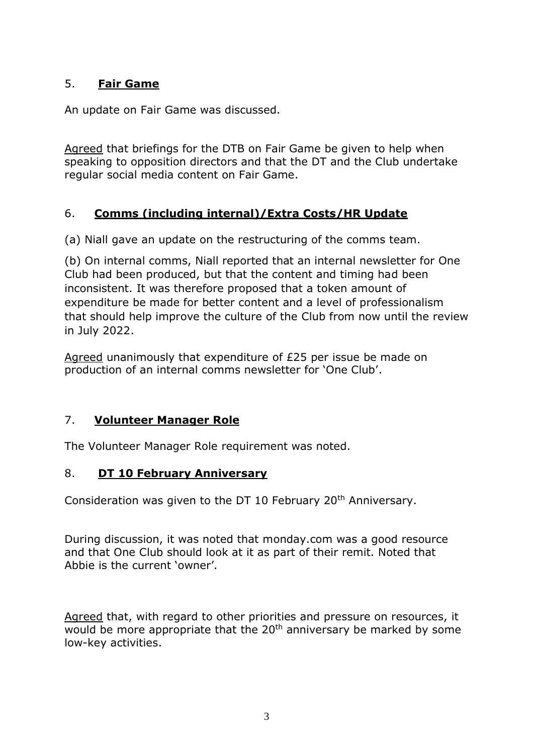## 5. **Fair Game**

An update on Fair Game was discussed.

Agreed that briefings for the DTB on Fair Game be given to help when speaking to opposition directors and that the DT and the Club undertake regular social media content on Fair Game.

## 6. **Comms (including internal)/Extra Costs/HR Update**

(a) Niall gave an update on the restructuring of the comms team.

(b) On internal comms, Niall reported that an internal newsletter for One Club had been produced, but that the content and timing had been inconsistent. It was therefore proposed that a token amount of expenditure be made for better content and a level of professionalism that should help improve the culture of the Club from now until the review in July 2022.

Agreed unanimously that expenditure of £25 per issue be made on production of an internal comms newsletter for 'One Club'.

## 7. **Volunteer Manager Role**

The Volunteer Manager Role requirement was noted.

## 8. **DT 10 February Anniversary**

Consideration was given to the DT 10 February 20th Anniversary.

During discussion, it was noted that monday.com was a good resource and that One Club should look at it as part of their remit. Noted that Abbie is the current 'owner'.

Agreed that, with regard to other priorities and pressure on resources, it would be more appropriate that the 20th anniversary be marked by some low-key activities.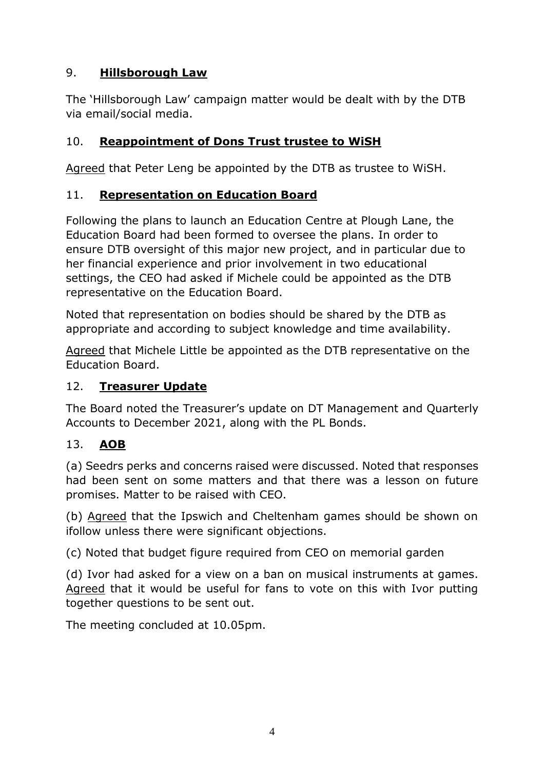## 9. **Hillsborough Law**

The 'Hillsborough Law' campaign matter would be dealt with by the DTB via email/social media.

## 10. **Reappointment of Dons Trust trustee to WiSH**

Agreed that Peter Leng be appointed by the DTB as trustee to WiSH.

## 11. **Representation on Education Board**

Following the plans to launch an Education Centre at Plough Lane, the Education Board had been formed to oversee the plans. In order to ensure DTB oversight of this major new project, and in particular due to her financial experience and prior involvement in two educational settings, the CEO had asked if Michele could be appointed as the DTB representative on the Education Board.

Noted that representation on bodies should be shared by the DTB as appropriate and according to subject knowledge and time availability.

Agreed that Michele Little be appointed as the DTB representative on the Education Board.

## 12. **Treasurer Update**

The Board noted the Treasurer's update on DT Management and Quarterly Accounts to December 2021, along with the PL Bonds.

## 13. **AOB**

(a) Seedrs perks and concerns raised were discussed. Noted that responses had been sent on some matters and that there was a lesson on future promises. Matter to be raised with CEO.

(b) Agreed that the Ipswich and Cheltenham games should be shown on ifollow unless there were significant objections.

(c) Noted that budget figure required from CEO on memorial garden

(d) Ivor had asked for a view on a ban on musical instruments at games. Agreed that it would be useful for fans to vote on this with Ivor putting together questions to be sent out.

The meeting concluded at 10.05pm.